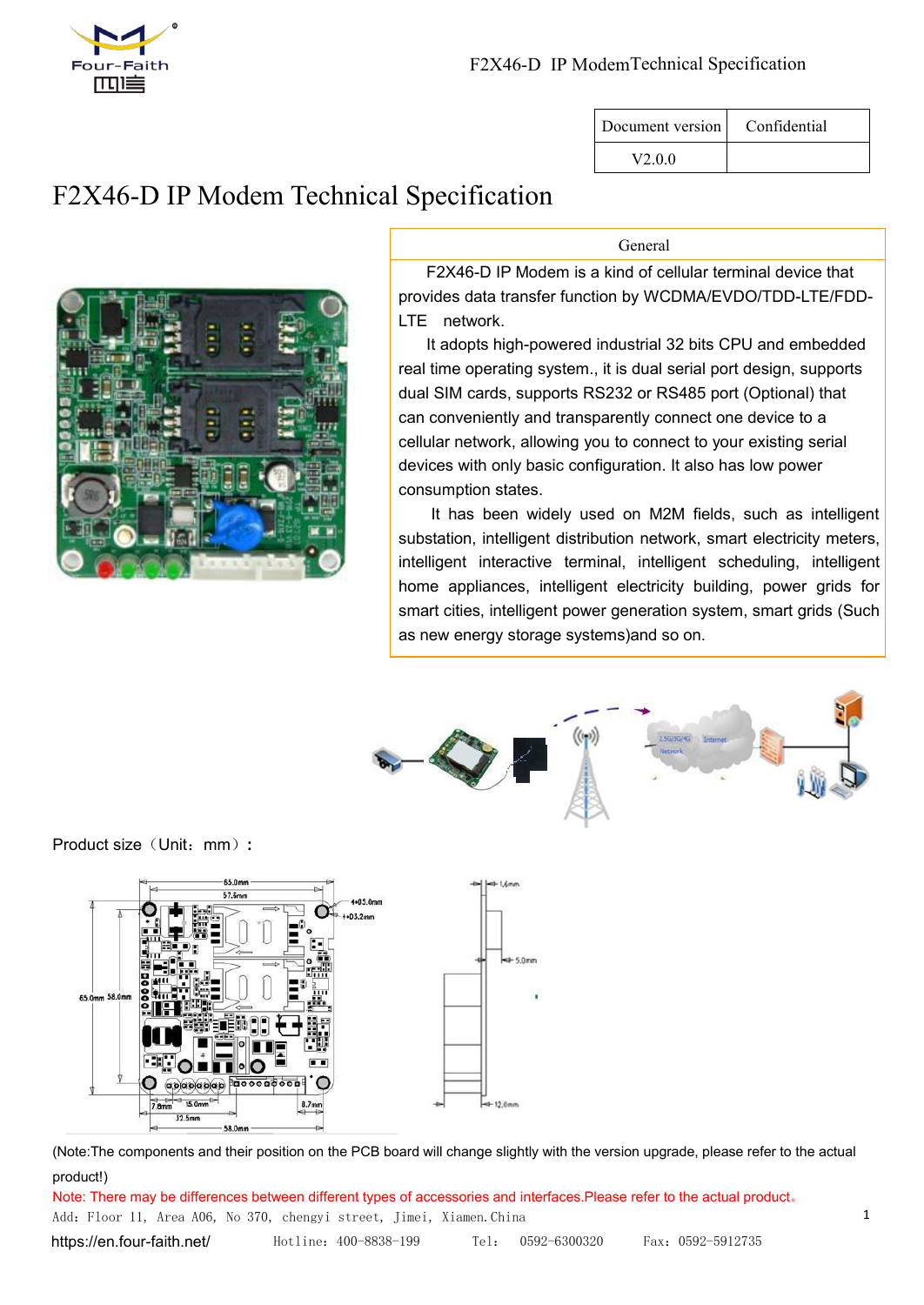| Document version | Confidential |
|---|---|
| V2.0.0 | |

# F2X46-D IP Modem Technical Specification

| General |
|---|
| F2X46-D IP Modem is a kind of cellular terminal device that provides data transfer function by WCDMA/EVDO/TDD-LTE/FDD-LTE network. It adopts high-powered industrial 32 bits CPU and embedded real time operating system., it is dual serial port design, supports dual SIM cards, supports RS232 or RS485 port (Optional) that can conveniently and transparently connect one device to a cellular network, allowing you to connect to your existing serial devices with only basic configuration. It also has low power consumption states. It has been widely used on M2M fields, such as intelligent substation, intelligent distribution network, smart electricity meters, intelligent interactive terminal, intelligent scheduling, intelligent home appliances, intelligent electricity building, power grids for smart cities, intelligent power generation system, smart grids (Such as new energy storage systems)and so on. |

Product size（Unit：mm）：

(Note:The components and their position on the PCB board will change slightly with the version upgrade, please refer to the actual product!)

Note: There may be differences between different types of accessories and interfaces.Please refer to the actual product。

Add：Floor 11, Area A06, No 370, chengyi street, Jimei, Xiamen.China

https://en.four-faith.net/　Hotline：400-8838-199　Tel：　0592-6300320　Fax：0592-5912735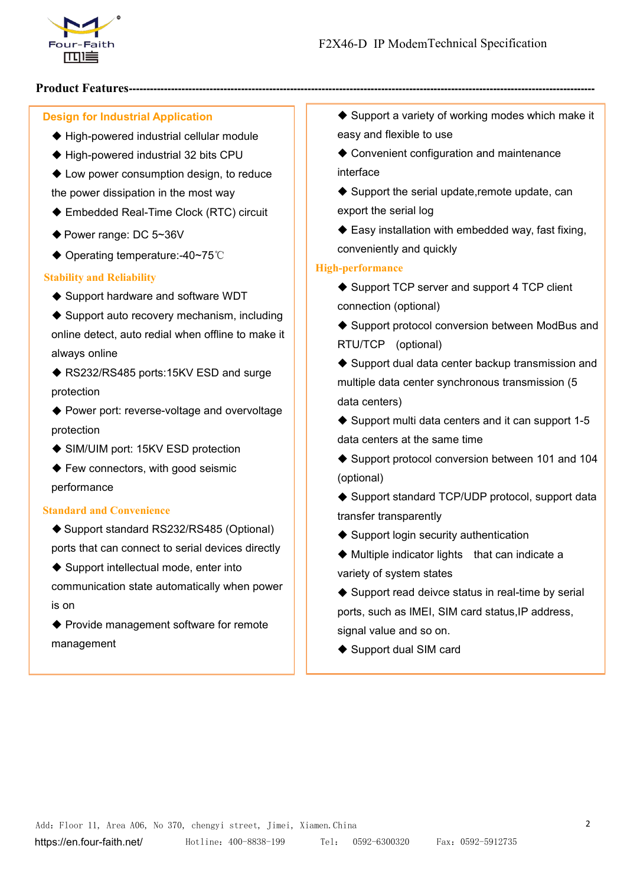**Product Features**

### Design for Industrial Application

- ◆ High-powered industrial cellular module
- ◆ High-powered industrial 32 bits CPU
- ◆ Low power consumption design, to reduce the power dissipation in the most way
- ◆ Embedded Real-Time Clock (RTC) circuit
- ◆ Power range: DC 5~36V
- ◆ Operating temperature:-40~75℃

### Stability and Reliability

- ◆ Support hardware and software WDT
- ◆ Support auto recovery mechanism, including online detect, auto redial when offline to make it always online
- ◆ RS232/RS485 ports:15KV ESD and surge protection
- ◆ Power port: reverse-voltage and overvoltage protection
- ◆ SIM/UIM port: 15KV ESD protection
- ◆ Few connectors, with good seismic performance

### Standard and Convenience

- ◆ Support standard RS232/RS485 (Optional) ports that can connect to serial devices directly
- ◆ Support intellectual mode, enter into communication state automatically when power is on
- ◆ Provide management software for remote management
- ◆ Support a variety of working modes which make it easy and flexible to use
- ◆ Convenient configuration and maintenance interface
- ◆ Support the serial update,remote update, can export the serial log
- ◆ Easy installation with embedded way, fast fixing, conveniently and quickly

### High-performance

- ◆ Support TCP server and support 4 TCP client connection (optional)
- ◆ Support protocol conversion between ModBus and RTU/TCP (optional)
- ◆ Support dual data center backup transmission and multiple data center synchronous transmission (5 data centers)
- ◆ Support multi data centers and it can support 1-5 data centers at the same time
- ◆ Support protocol conversion between 101 and 104 (optional)
- ◆ Support standard TCP/UDP protocol, support data transfer transparently
- ◆ Support login security authentication
- ◆ Multiple indicator lights that can indicate a variety of system states
- ◆ Support read deivce status in real-time by serial ports, such as IMEI, SIM card status,IP address, signal value and so on.
- ◆ Support dual SIM card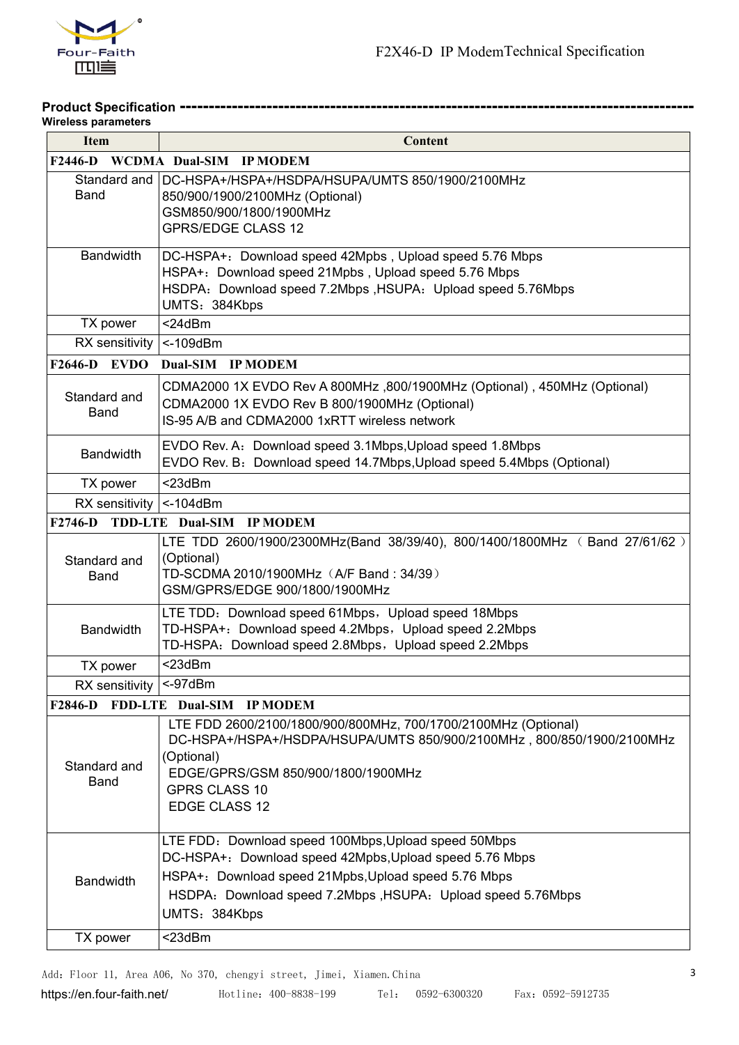**Product Specification** -----------------------------------------------------------------------------------------

**Wireless parameters**

| Item | Content |
|---|---|
| **F2446-D WCDMA Dual-SIM IP MODEM** | |
| Standard and Band | DC-HSPA+/HSPA+/HSDPA/HSUPA/UMTS 850/1900/2100MHz<br>850/900/1900/2100MHz (Optional)<br>GSM850/900/1800/1900MHz<br>GPRS/EDGE CLASS 12 |
| Bandwidth | DC-HSPA+：Download speed 42Mpbs , Upload speed 5.76 Mbps<br>HSPA+：Download speed 21Mpbs , Upload speed 5.76 Mbps<br>HSDPA：Download speed 7.2Mbps ,HSUPA：Upload speed 5.76Mbps<br>UMTS：384Kbps |
| TX power | <24dBm |
| RX sensitivity | <-109dBm |
| **F2646-D EVDO Dual-SIM IP MODEM** | |
| Standard and Band | CDMA2000 1X EVDO Rev A 800MHz ,800/1900MHz (Optional) , 450MHz (Optional)<br>CDMA2000 1X EVDO Rev B 800/1900MHz (Optional)<br>IS-95 A/B and CDMA2000 1xRTT wireless network |
| Bandwidth | EVDO Rev. A：Download speed 3.1Mbps,Upload speed 1.8Mbps<br>EVDO Rev. B：Download speed 14.7Mbps,Upload speed 5.4Mbps (Optional) |
| TX power | <23dBm |
| RX sensitivity | <-104dBm |
| **F2746-D TDD-LTE Dual-SIM IP MODEM** | |
| Standard and Band | LTE TDD 2600/1900/2300MHz(Band 38/39/40), 800/1400/1800MHz （Band 27/61/62）(Optional)<br>TD-SCDMA 2010/1900MHz（A/F Band : 34/39）<br>GSM/GPRS/EDGE 900/1800/1900MHz |
| Bandwidth | LTE TDD：Download speed 61Mbps，Upload speed 18Mbps<br>TD-HSPA+：Download speed 4.2Mbps，Upload speed 2.2Mbps<br>TD-HSPA：Download speed 2.8Mbps，Upload speed 2.2Mbps |
| TX power | <23dBm |
| RX sensitivity | <-97dBm |
| **F2846-D FDD-LTE Dual-SIM IP MODEM** | |
| Standard and Band | LTE FDD 2600/2100/1800/900/800MHz, 700/1700/2100MHz (Optional)<br>DC-HSPA+/HSPA+/HSDPA/HSUPA/UMTS 850/900/2100MHz , 800/850/1900/2100MHz (Optional)<br>EDGE/GPRS/GSM 850/900/1800/1900MHz<br>GPRS CLASS 10<br>EDGE CLASS 12 |
| Bandwidth | LTE FDD：Download speed 100Mbps,Upload speed 50Mbps<br>DC-HSPA+：Download speed 42Mpbs,Upload speed 5.76 Mbps<br>HSPA+：Download speed 21Mpbs,Upload speed 5.76 Mbps<br>HSDPA：Download speed 7.2Mbps ,HSUPA：Upload speed 5.76Mbps<br>UMTS：384Kbps |
| TX power | <23dBm |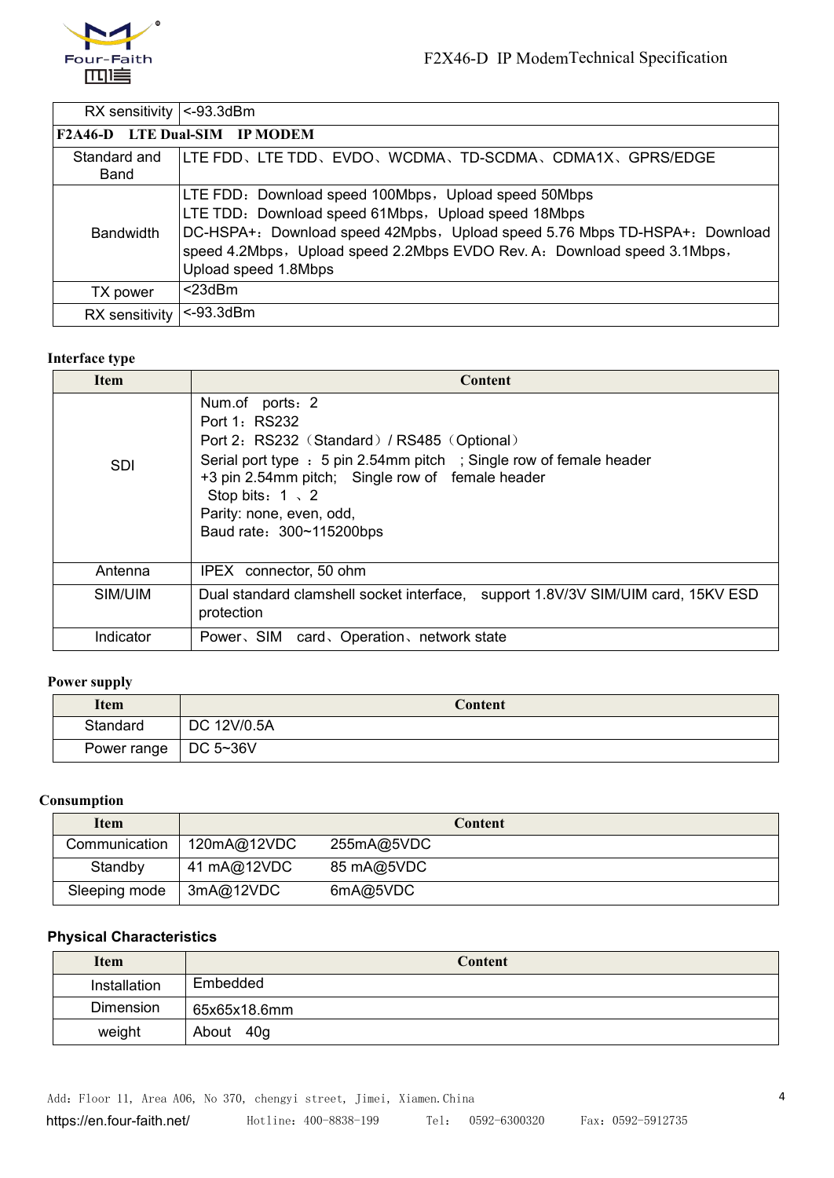| | |
|---|---|
| RX sensitivity | <-93.3dBm |
| **F2A46-D LTE Dual-SIM IP MODEM** | |
| Standard and Band | LTE FDD、LTE TDD、EVDO、WCDMA、TD-SCDMA、CDMA1X、GPRS/EDGE |
| Bandwidth | LTE FDD：Download speed 100Mbps，Upload speed 50Mbps<br>LTE TDD：Download speed 61Mbps，Upload speed 18Mbps<br>DC-HSPA+：Download speed 42Mbps，Upload speed 5.76 Mbps TD-HSPA+：Download speed 4.2Mbps，Upload speed 2.2Mbps EVDO Rev. A：Download speed 3.1Mbps，Upload speed 1.8Mbps |
| TX power | <23dBm |
| RX sensitivity | <-93.3dBm |

**Interface type**

| Item | Content |
|---|---|
| SDI | Num.of ports：2<br>Port 1：RS232<br>Port 2：RS232（Standard）/ RS485（Optional）<br>Serial port type ：5 pin 2.54mm pitch ；Single row of female header +3 pin 2.54mm pitch; Single row of female header<br>Stop bits：1 、2<br>Parity: none, even, odd,<br>Baud rate：300~115200bps |
| Antenna | IPEX connector, 50 ohm |
| SIM/UIM | Dual standard clamshell socket interface, support 1.8V/3V SIM/UIM card, 15KV ESD protection |
| Indicator | Power、SIM card、Operation、network state |

**Power supply**

| Item | Content |
|---|---|
| Standard | DC 12V/0.5A |
| Power range | DC 5~36V |

**Consumption**

| Item | Content | |
|---|---|---|
| Communication | 120mA@12VDC | 255mA@5VDC |
| Standby | 41 mA@12VDC | 85 mA@5VDC |
| Sleeping mode | 3mA@12VDC | 6mA@5VDC |

**Physical Characteristics**

| Item | Content |
|---|---|
| Installation | Embedded |
| Dimension | 65x65x18.6mm |
| weight | About 40g |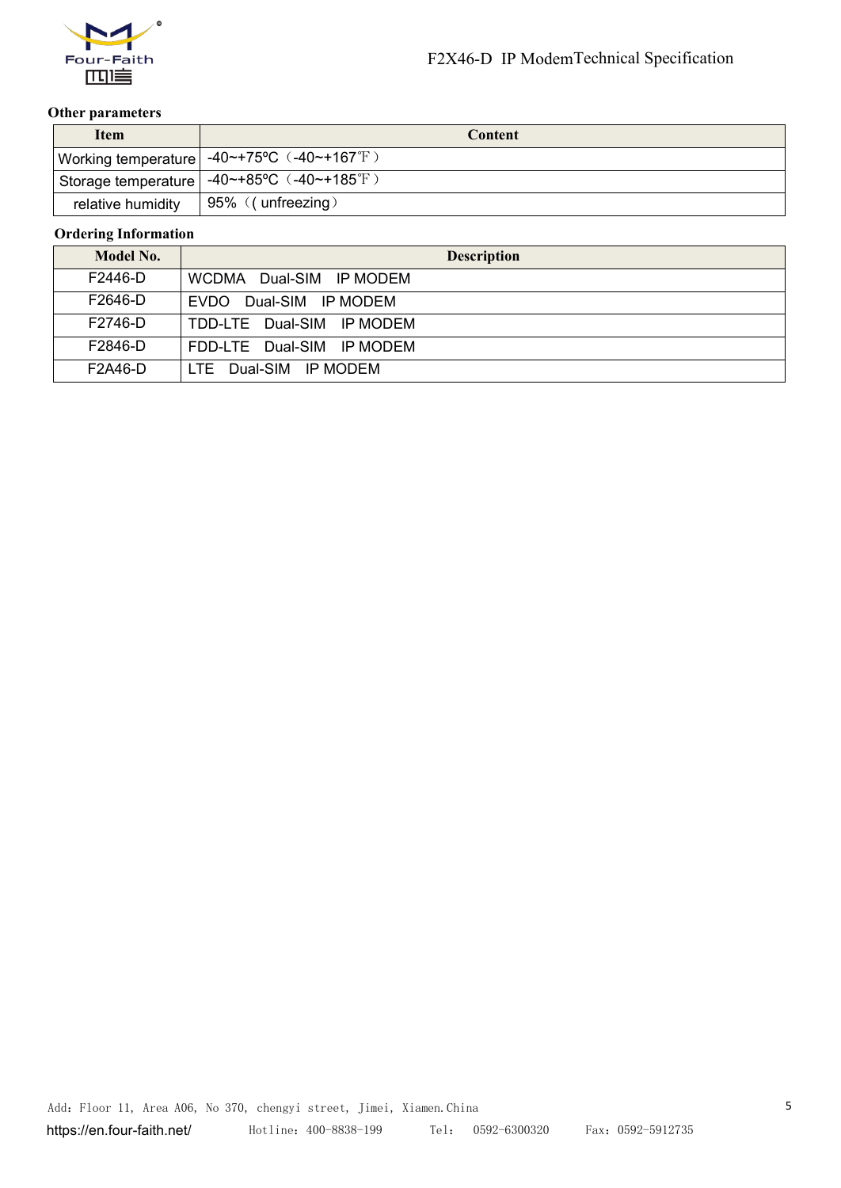**Other parameters**

| Item | Content |
|---|---|
| Working temperature | -40~+75ºC（-40~+167℉） |
| Storage temperature | -40~+85ºC（-40~+185℉） |
| relative humidity | 95%（( unfreezing） |

**Ordering Information**

| Model No. | Description |
|---|---|
| F2446-D | WCDMA Dual-SIM IP MODEM |
| F2646-D | EVDO Dual-SIM IP MODEM |
| F2746-D | TDD-LTE Dual-SIM IP MODEM |
| F2846-D | FDD-LTE Dual-SIM IP MODEM |
| F2A46-D | LTE Dual-SIM IP MODEM |